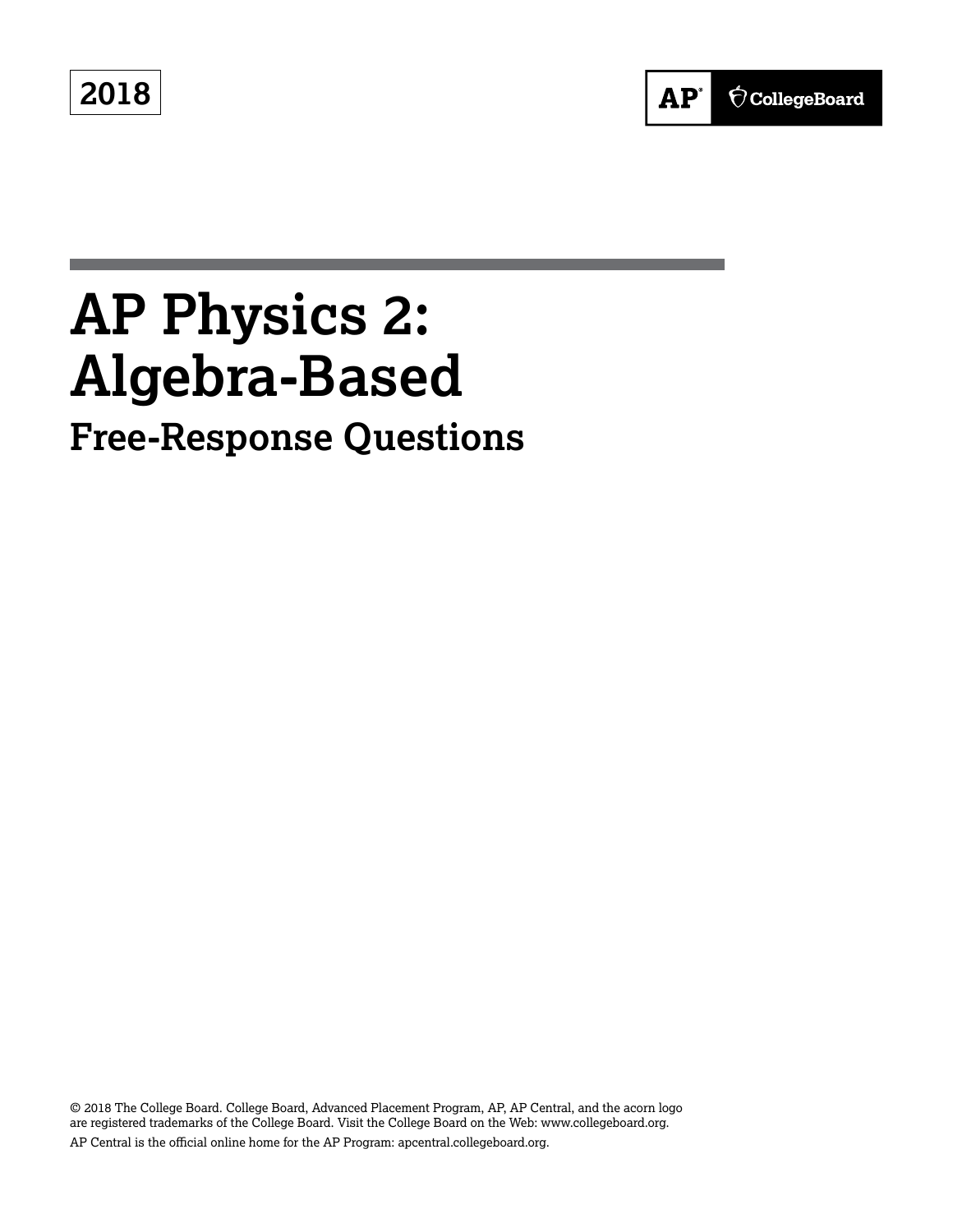2018

AP CollegeBoard

# AP Physics 2: Algebra-Based

## Free-Response Questions

© 2018 The College Board. College Board, Advanced Placement Program, AP, AP Central, and the acorn logo are registered trademarks of the College Board. Visit the College Board on the Web: www.collegeboard.org.

AP Central is the official online home for the AP Program: apcentral.collegeboard.org.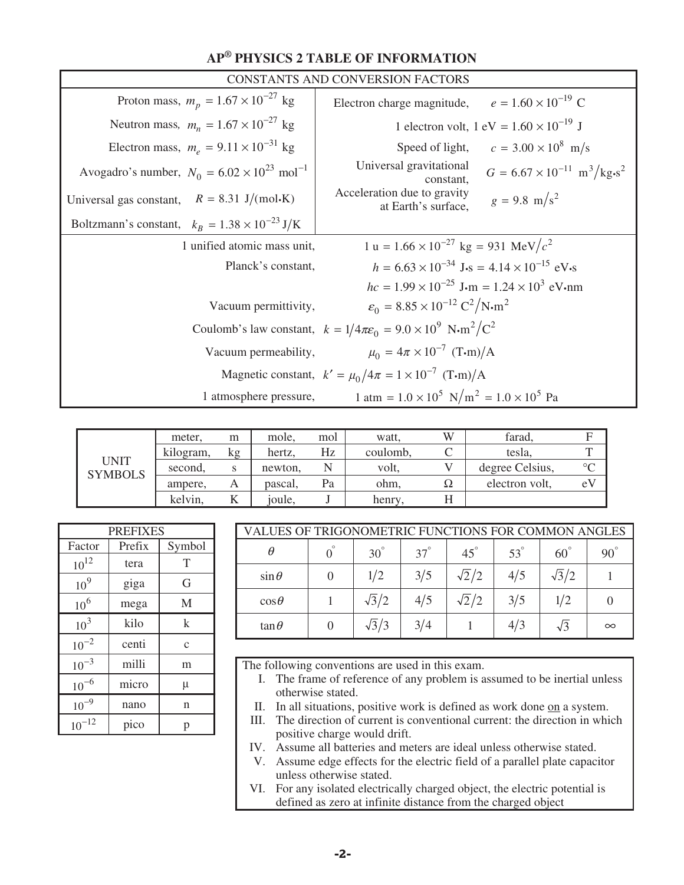# AP® PHYSICS 2 TABLE OF INFORMATION

| CONSTANTS AND CONVERSION FACTORS | |
|---|---|
| Proton mass, $m_p = 1.67 \times 10^{-27}$ kg | Electron charge magnitude, $e = 1.60 \times 10^{-19}$ C |
| Neutron mass, $m_n = 1.67 \times 10^{-27}$ kg | 1 electron volt, 1 eV $= 1.60 \times 10^{-19}$ J |
| Electron mass, $m_e = 9.11 \times 10^{-31}$ kg | Speed of light, $c = 3.00 \times 10^{8}$ m/s |
| Avogadro's number, $N_0 = 6.02 \times 10^{23}$ mol$^{-1}$ | Universal gravitational constant, $G = 6.67 \times 10^{-11}$ m$^3$/kg•s$^2$ |
| Universal gas constant, $R = 8.31$ J/(mol•K) | Acceleration due to gravity at Earth's surface, $g = 9.8$ m/s$^2$ |
| Boltzmann's constant, $k_B = 1.38 \times 10^{-23}$ J/K | |
| 1 unified atomic mass unit, | 1 u $= 1.66 \times 10^{-27}$ kg $= 931$ MeV/$c^2$ |
| Planck's constant, | $h = 6.63 \times 10^{-34}$ J•s $= 4.14 \times 10^{-15}$ eV•s |
| | $hc = 1.99 \times 10^{-25}$ J•m $= 1.24 \times 10^{3}$ eV•nm |
| Vacuum permittivity, | $\varepsilon_0 = 8.85 \times 10^{-12}$ C$^2$/N•m$^2$ |
| Coulomb's law constant, | $k = 1/4\pi\varepsilon_0 = 9.0 \times 10^{9}$ N•m$^2$/C$^2$ |
| Vacuum permeability, | $\mu_0 = 4\pi \times 10^{-7}$ (T•m)/A |
| Magnetic constant, | $k' = \mu_0/4\pi = 1 \times 10^{-7}$ (T•m)/A |
| 1 atmosphere pressure, | 1 atm $= 1.0 \times 10^{5}$ N/m$^2$ $= 1.0 \times 10^{5}$ Pa |

| UNIT SYMBOLS | | | | | | | | |
|---|---|---|---|---|---|---|---|---|
| meter, | m | mole, | mol | watt, | W | farad, | F |
| kilogram, | kg | hertz, | Hz | coulomb, | C | tesla, | T |
| second, | s | newton, | N | volt, | V | degree Celsius, | °C |
| ampere, | A | pascal, | Pa | ohm, | Ω | electron volt, | eV |
| kelvin, | K | joule, | J | henry, | H | | |

| PREFIXES | | |
|---|---|---|
| Factor | Prefix | Symbol |
| $10^{12}$ | tera | T |
| $10^{9}$ | giga | G |
| $10^{6}$ | mega | M |
| $10^{3}$ | kilo | k |
| $10^{-2}$ | centi | c |
| $10^{-3}$ | milli | m |
| $10^{-6}$ | micro | μ |
| $10^{-9}$ | nano | n |
| $10^{-12}$ | pico | p |

| VALUES OF TRIGONOMETRIC FUNCTIONS FOR COMMON ANGLES | | | | | | | |
|---|---|---|---|---|---|---|---|
| $\theta$ | $0^\circ$ | $30^\circ$ | $37^\circ$ | $45^\circ$ | $53^\circ$ | $60^\circ$ | $90^\circ$ |
| $\sin\theta$ | 0 | $1/2$ | $3/5$ | $\sqrt{2}/2$ | $4/5$ | $\sqrt{3}/2$ | 1 |
| $\cos\theta$ | 1 | $\sqrt{3}/2$ | $4/5$ | $\sqrt{2}/2$ | $3/5$ | $1/2$ | 0 |
| $\tan\theta$ | 0 | $\sqrt{3}/3$ | $3/4$ | 1 | $4/3$ | $\sqrt{3}$ | $\infty$ |

The following conventions are used in this exam.

I. The frame of reference of any problem is assumed to be inertial unless otherwise stated.
II. In all situations, positive work is defined as work done on a system.
III. The direction of current is conventional current: the direction in which positive charge would drift.
IV. Assume all batteries and meters are ideal unless otherwise stated.
V. Assume edge effects for the electric field of a parallel plate capacitor unless otherwise stated.
VI. For any isolated electrically charged object, the electric potential is defined as zero at infinite distance from the charged object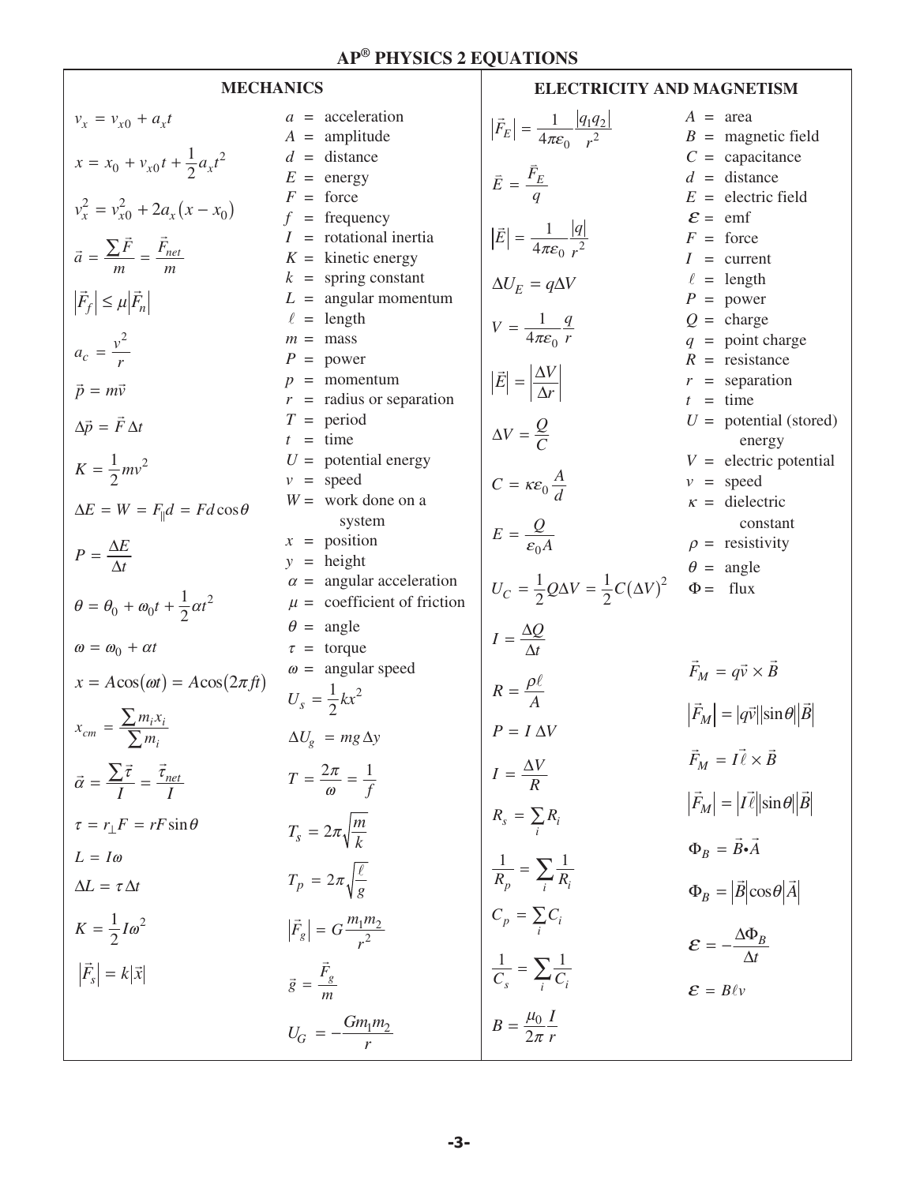# AP® PHYSICS 2 EQUATIONS

## MECHANICS

$$v_x = v_{x0} + a_x t$$

$$x = x_0 + v_{x0}t + \frac{1}{2}a_x t^2$$

$$v_x^2 = v_{x0}^2 + 2a_x(x - x_0)$$

$$\vec{a} = \frac{\sum \vec{F}}{m} = \frac{\vec{F}_{net}}{m}$$

$$|\vec{F}_f| \le \mu|\vec{F}_n|$$

$$a_c = \frac{v^2}{r}$$

$$\vec{p} = m\vec{v}$$

$$\Delta\vec{p} = \vec{F}\,\Delta t$$

$$K = \frac{1}{2}mv^2$$

$$\Delta E = W = F_{\parallel}d = Fd\cos\theta$$

$$P = \frac{\Delta E}{\Delta t}$$

$$\theta = \theta_0 + \omega_0 t + \frac{1}{2}\alpha t^2$$

$$\omega = \omega_0 + \alpha t$$

$$x = A\cos(\omega t) = A\cos(2\pi f t)$$

$$x_{cm} = \frac{\sum m_i x_i}{\sum m_i}$$

$$\vec{\alpha} = \frac{\sum \vec{\tau}}{I} = \frac{\vec{\tau}_{net}}{I}$$

$$\tau = r_{\perp}F = rF\sin\theta$$

$$L = I\omega$$

$$\Delta L = \tau\,\Delta t$$

$$K = \frac{1}{2}I\omega^2$$

$$|\vec{F}_s| = k|\vec{x}|$$

$$U_s = \frac{1}{2}kx^2$$

$$\Delta U_g = mg\,\Delta y$$

$$T = \frac{2\pi}{\omega} = \frac{1}{f}$$

$$T_s = 2\pi\sqrt{\frac{m}{k}}$$

$$T_p = 2\pi\sqrt{\frac{\ell}{g}}$$

$$|\vec{F}_g| = G\frac{m_1 m_2}{r^2}$$

$$\vec{g} = \frac{\vec{F}_g}{m}$$

$$U_G = -\frac{Gm_1 m_2}{r}$$

- $a$ = acceleration
- $A$ = amplitude
- $d$ = distance
- $E$ = energy
- $F$ = force
- $f$ = frequency
- $I$ = rotational inertia
- $K$ = kinetic energy
- $k$ = spring constant
- $L$ = angular momentum
- $\ell$ = length
- $m$ = mass
- $P$ = power
- $p$ = momentum
- $r$ = radius or separation
- $T$ = period
- $t$ = time
- $U$ = potential energy
- $v$ = speed
- $W$ = work done on a system
- $x$ = position
- $y$ = height
- $\alpha$ = angular acceleration
- $\mu$ = coefficient of friction
- $\theta$ = angle
- $\tau$ = torque
- $\omega$ = angular speed

## ELECTRICITY AND MAGNETISM

$$|\vec{F}_E| = \frac{1}{4\pi\varepsilon_0}\frac{|q_1 q_2|}{r^2}$$

$$\vec{E} = \frac{\vec{F}_E}{q}$$

$$|\vec{E}| = \frac{1}{4\pi\varepsilon_0}\frac{|q|}{r^2}$$

$$\Delta U_E = q\Delta V$$

$$V = \frac{1}{4\pi\varepsilon_0}\frac{q}{r}$$

$$|\vec{E}| = \left|\frac{\Delta V}{\Delta r}\right|$$

$$\Delta V = \frac{Q}{C}$$

$$C = \kappa\varepsilon_0\frac{A}{d}$$

$$E = \frac{Q}{\varepsilon_0 A}$$

$$U_C = \frac{1}{2}Q\Delta V = \frac{1}{2}C(\Delta V)^2$$

$$I = \frac{\Delta Q}{\Delta t}$$

$$R = \frac{\rho\ell}{A}$$

$$P = I\,\Delta V$$

$$I = \frac{\Delta V}{R}$$

$$R_s = \sum_i R_i$$

$$\frac{1}{R_p} = \sum_i \frac{1}{R_i}$$

$$C_p = \sum_i C_i$$

$$\frac{1}{C_s} = \sum_i \frac{1}{C_i}$$

$$B = \frac{\mu_0}{2\pi}\frac{I}{r}$$

- $A$ = area
- $B$ = magnetic field
- $C$ = capacitance
- $d$ = distance
- $E$ = electric field
- $\mathcal{E}$ = emf
- $F$ = force
- $I$ = current
- $\ell$ = length
- $P$ = power
- $Q$ = charge
- $q$ = point charge
- $R$ = resistance
- $r$ = separation
- $t$ = time
- $U$ = potential (stored) energy
- $V$ = electric potential
- $v$ = speed
- $\kappa$ = dielectric constant
- $\rho$ = resistivity
- $\theta$ = angle
- $\Phi$ = flux

$$\vec{F}_M = q\vec{v}\times\vec{B}$$

$$|\vec{F}_M| = |q\vec{v}||\sin\theta||\vec{B}|$$

$$\vec{F}_M = I\vec{\ell}\times\vec{B}$$

$$|\vec{F}_M| = |I\vec{\ell}||\sin\theta||\vec{B}|$$

$$\Phi_B = \vec{B}\cdot\vec{A}$$

$$\Phi_B = |\vec{B}|\cos\theta|\vec{A}|$$

$$\mathcal{E} = -\frac{\Delta\Phi_B}{\Delta t}$$

$$\mathcal{E} = B\ell v$$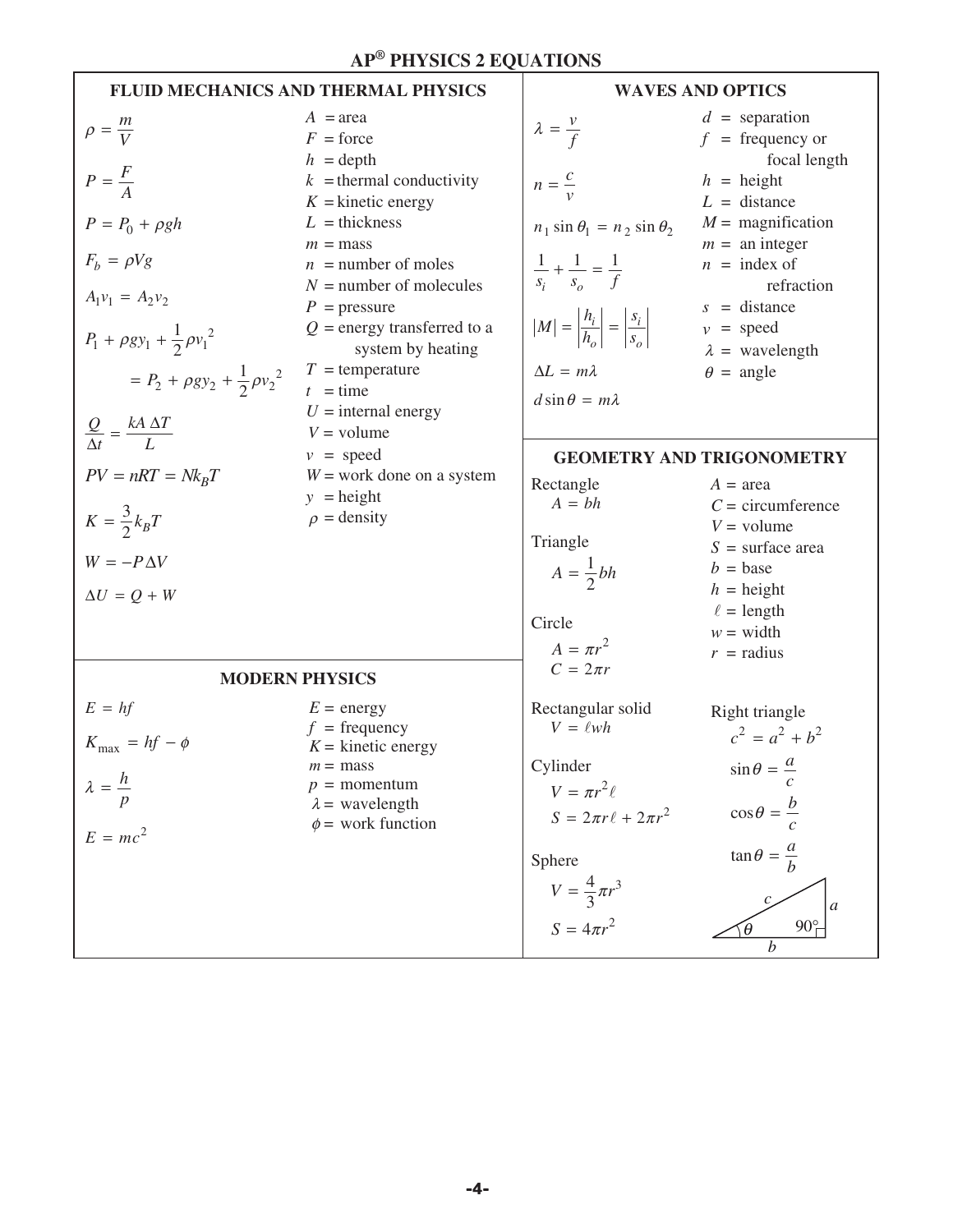# AP® PHYSICS 2 EQUATIONS

## FLUID MECHANICS AND THERMAL PHYSICS

$$\rho = \frac{m}{V}$$

$$P = \frac{F}{A}$$

$$P = P_0 + \rho g h$$

$$F_b = \rho V g$$

$$A_1 v_1 = A_2 v_2$$

$$P_1 + \rho g y_1 + \frac{1}{2}\rho v_1^2 = P_2 + \rho g y_2 + \frac{1}{2}\rho v_2^2$$

$$\frac{Q}{\Delta t} = \frac{k A \, \Delta T}{L}$$

$$PV = nRT = Nk_B T$$

$$K = \frac{3}{2}k_B T$$

$$W = -P\Delta V$$

$$\Delta U = Q + W$$

- $A$ = area
- $F$ = force
- $h$ = depth
- $k$ = thermal conductivity
- $K$ = kinetic energy
- $L$ = thickness
- $m$ = mass
- $n$ = number of moles
- $N$ = number of molecules
- $P$ = pressure
- $Q$ = energy transferred to a system by heating
- $T$ = temperature
- $t$ = time
- $U$ = internal energy
- $V$ = volume
- $v$ = speed
- $W$ = work done on a system
- $y$ = height
- $\rho$ = density

## MODERN PHYSICS

$$E = hf$$

$$K_{max} = hf - \phi$$

$$\lambda = \frac{h}{p}$$

$$E = mc^2$$

- $E$ = energy
- $f$ = frequency
- $K$ = kinetic energy
- $m$ = mass
- $p$ = momentum
- $\lambda$ = wavelength
- $\phi$ = work function

## WAVES AND OPTICS

$$\lambda = \frac{v}{f}$$

$$n = \frac{c}{v}$$

$$n_1 \sin\theta_1 = n_2 \sin\theta_2$$

$$\frac{1}{s_i} + \frac{1}{s_o} = \frac{1}{f}$$

$$|M| = \left|\frac{h_i}{h_o}\right| = \left|\frac{s_i}{s_o}\right|$$

$$\Delta L = m\lambda$$

$$d\sin\theta = m\lambda$$

- $d$ = separation
- $f$ = frequency or focal length
- $h$ = height
- $L$ = distance
- $M$ = magnification
- $m$ = an integer
- $n$ = index of refraction
- $s$ = distance
- $v$ = speed
- $\lambda$ = wavelength
- $\theta$ = angle

## GEOMETRY AND TRIGONOMETRY

Rectangle
$$A = bh$$

Triangle
$$A = \frac{1}{2}bh$$

Circle
$$A = \pi r^2$$
$$C = 2\pi r$$

Rectangular solid
$$V = \ell w h$$

Cylinder
$$V = \pi r^2 \ell$$
$$S = 2\pi r\ell + 2\pi r^2$$

Sphere
$$V = \frac{4}{3}\pi r^3$$
$$S = 4\pi r^2$$

- $A$ = area
- $C$ = circumference
- $V$ = volume
- $S$ = surface area
- $b$ = base
- $h$ = height
- $\ell$ = length
- $w$ = width
- $r$ = radius

Right triangle
$$c^2 = a^2 + b^2$$
$$\sin\theta = \frac{a}{c}$$
$$\cos\theta = \frac{b}{c}$$
$$\tan\theta = \frac{a}{b}$$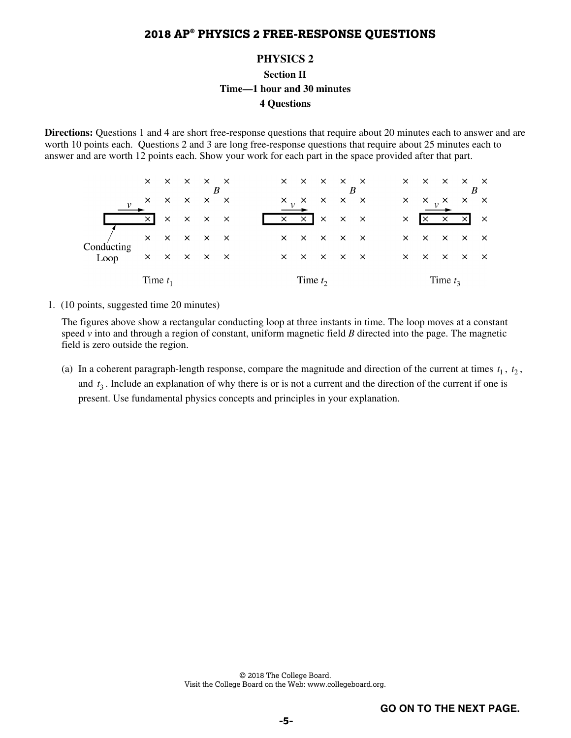# 2018 AP® PHYSICS 2 FREE-RESPONSE QUESTIONS

## PHYSICS 2

### Section II

### Time—1 hour and 30 minutes

### 4 Questions

**Directions:** Questions 1 and 4 are short free-response questions that require about 20 minutes each to answer and are worth 10 points each. Questions 2 and 3 are long free-response questions that require about 25 minutes each to answer and are worth 12 points each. Show your work for each part in the space provided after that part.

Time $t_1$ Time $t_2$ Time $t_3$

1. (10 points, suggested time 20 minutes)

   The figures above show a rectangular conducting loop at three instants in time. The loop moves at a constant speed $v$ into and through a region of constant, uniform magnetic field $B$ directed into the page. The magnetic field is zero outside the region.

   (a) In a coherent paragraph-length response, compare the magnitude and direction of the current at times $t_1$, $t_2$, and $t_3$. Include an explanation of why there is or is not a current and the direction of the current if one is present. Use fundamental physics concepts and principles in your explanation.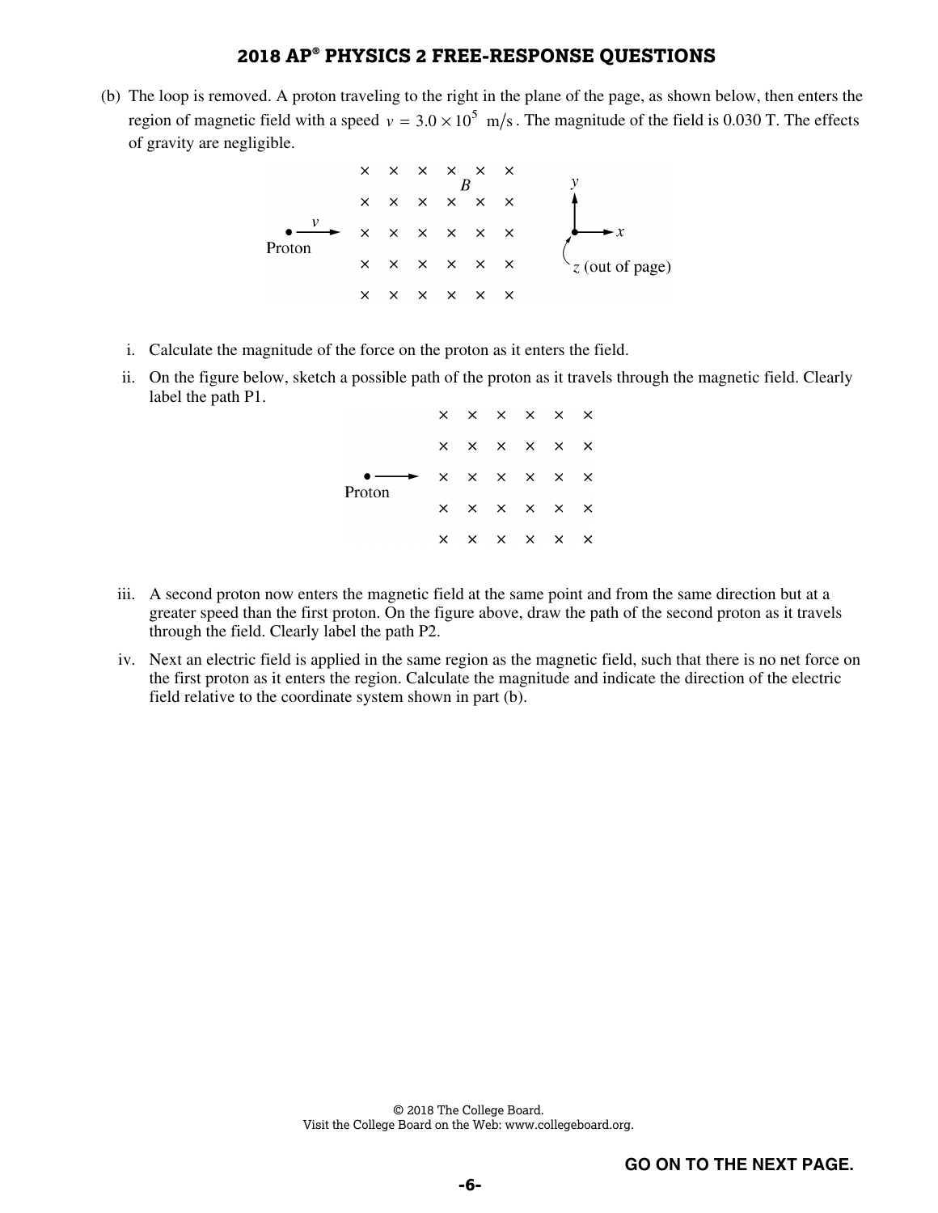(b) The loop is removed. A proton traveling to the right in the plane of the page, as shown below, then enters the region of magnetic field with a speed $v = 3.0 \times 10^5$ m/s. The magnitude of the field is 0.030 T. The effects of gravity are negligible.

i. Calculate the magnitude of the force on the proton as it enters the field.

ii. On the figure below, sketch a possible path of the proton as it travels through the magnetic field. Clearly label the path P1.

iii. A second proton now enters the magnetic field at the same point and from the same direction but at a greater speed than the first proton. On the figure above, draw the path of the second proton as it travels through the field. Clearly label the path P2.

iv. Next an electric field is applied in the same region as the magnetic field, such that there is no net force on the first proton as it enters the region. Calculate the magnitude and indicate the direction of the electric field relative to the coordinate system shown in part (b).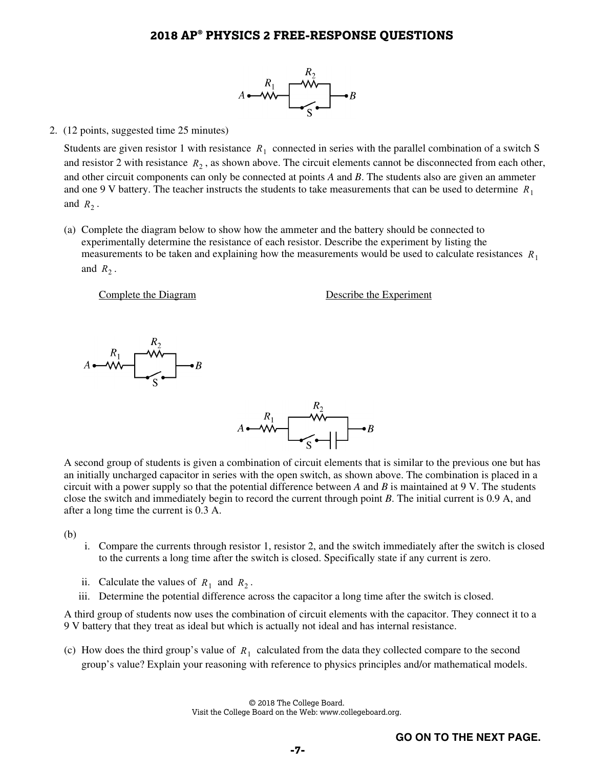2. (12 points, suggested time 25 minutes)

Students are given resistor 1 with resistance $R_1$ connected in series with the parallel combination of a switch S and resistor 2 with resistance $R_2$, as shown above. The circuit elements cannot be disconnected from each other, and other circuit components can only be connected at points $A$ and $B$. The students also are given an ammeter and one 9 V battery. The teacher instructs the students to take measurements that can be used to determine $R_1$ and $R_2$.

(a) Complete the diagram below to show how the ammeter and the battery should be connected to experimentally determine the resistance of each resistor. Describe the experiment by listing the measurements to be taken and explaining how the measurements would be used to calculate resistances $R_1$ and $R_2$.

Complete the Diagram

Describe the Experiment

A second group of students is given a combination of circuit elements that is similar to the previous one but has an initially uncharged capacitor in series with the open switch, as shown above. The combination is placed in a circuit with a power supply so that the potential difference between $A$ and $B$ is maintained at 9 V. The students close the switch and immediately begin to record the current through point $B$. The initial current is 0.9 A, and after a long time the current is 0.3 A.

(b)

i. Compare the currents through resistor 1, resistor 2, and the switch immediately after the switch is closed to the currents a long time after the switch is closed. Specifically state if any current is zero.

ii. Calculate the values of $R_1$ and $R_2$.

iii. Determine the potential difference across the capacitor a long time after the switch is closed.

A third group of students now uses the combination of circuit elements with the capacitor. They connect it to a 9 V battery that they treat as ideal but which is actually not ideal and has internal resistance.

(c) How does the third group's value of $R_1$ calculated from the data they collected compare to the second group's value? Explain your reasoning with reference to physics principles and/or mathematical models.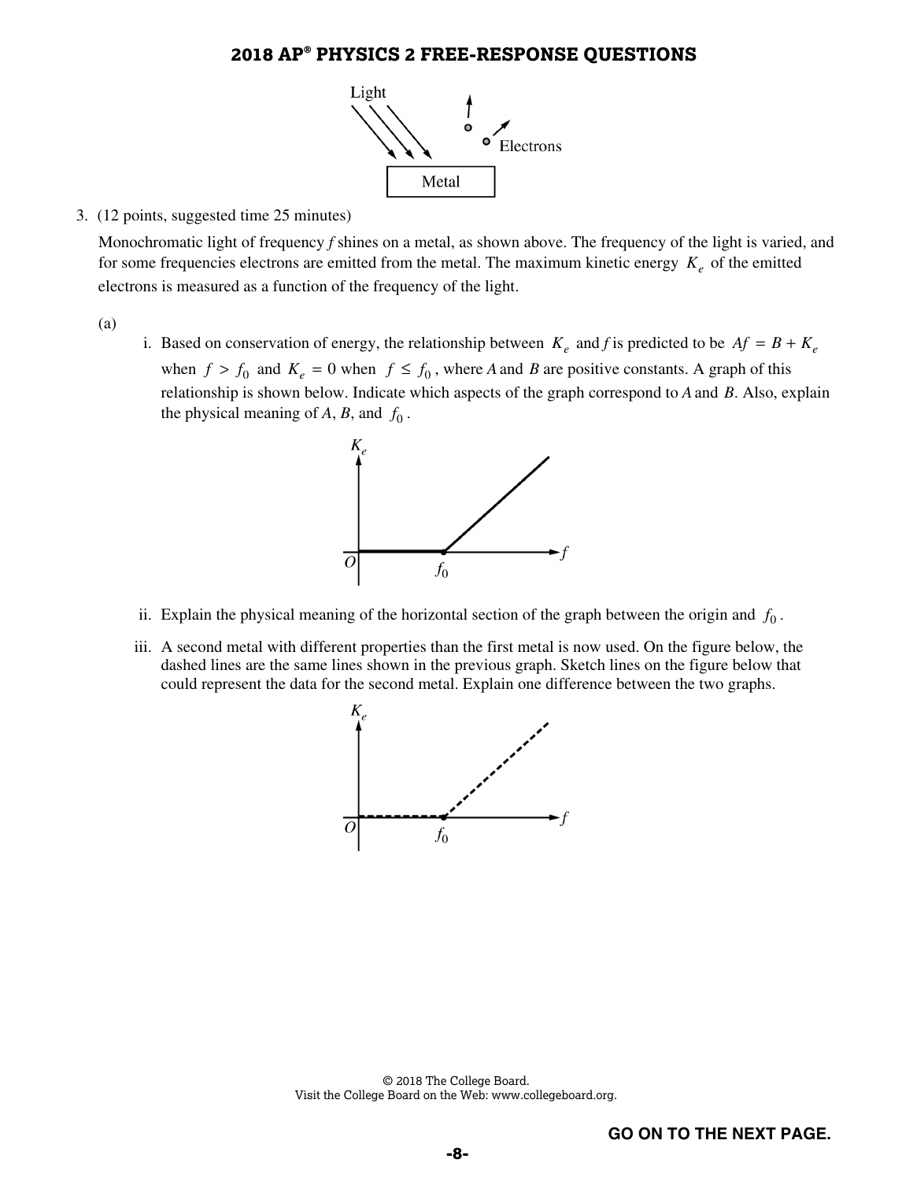3. (12 points, suggested time 25 minutes)

Monochromatic light of frequency $f$ shines on a metal, as shown above. The frequency of the light is varied, and for some frequencies electrons are emitted from the metal. The maximum kinetic energy $K_e$ of the emitted electrons is measured as a function of the frequency of the light.

(a)

i. Based on conservation of energy, the relationship between $K_e$ and $f$ is predicted to be $Af = B + K_e$ when $f > f_0$ and $K_e = 0$ when $f \le f_0$, where $A$ and $B$ are positive constants. A graph of this relationship is shown below. Indicate which aspects of the graph correspond to $A$ and $B$. Also, explain the physical meaning of $A$, $B$, and $f_0$.

ii. Explain the physical meaning of the horizontal section of the graph between the origin and $f_0$.

iii. A second metal with different properties than the first metal is now used. On the figure below, the dashed lines are the same lines shown in the previous graph. Sketch lines on the figure below that could represent the data for the second metal. Explain one difference between the two graphs.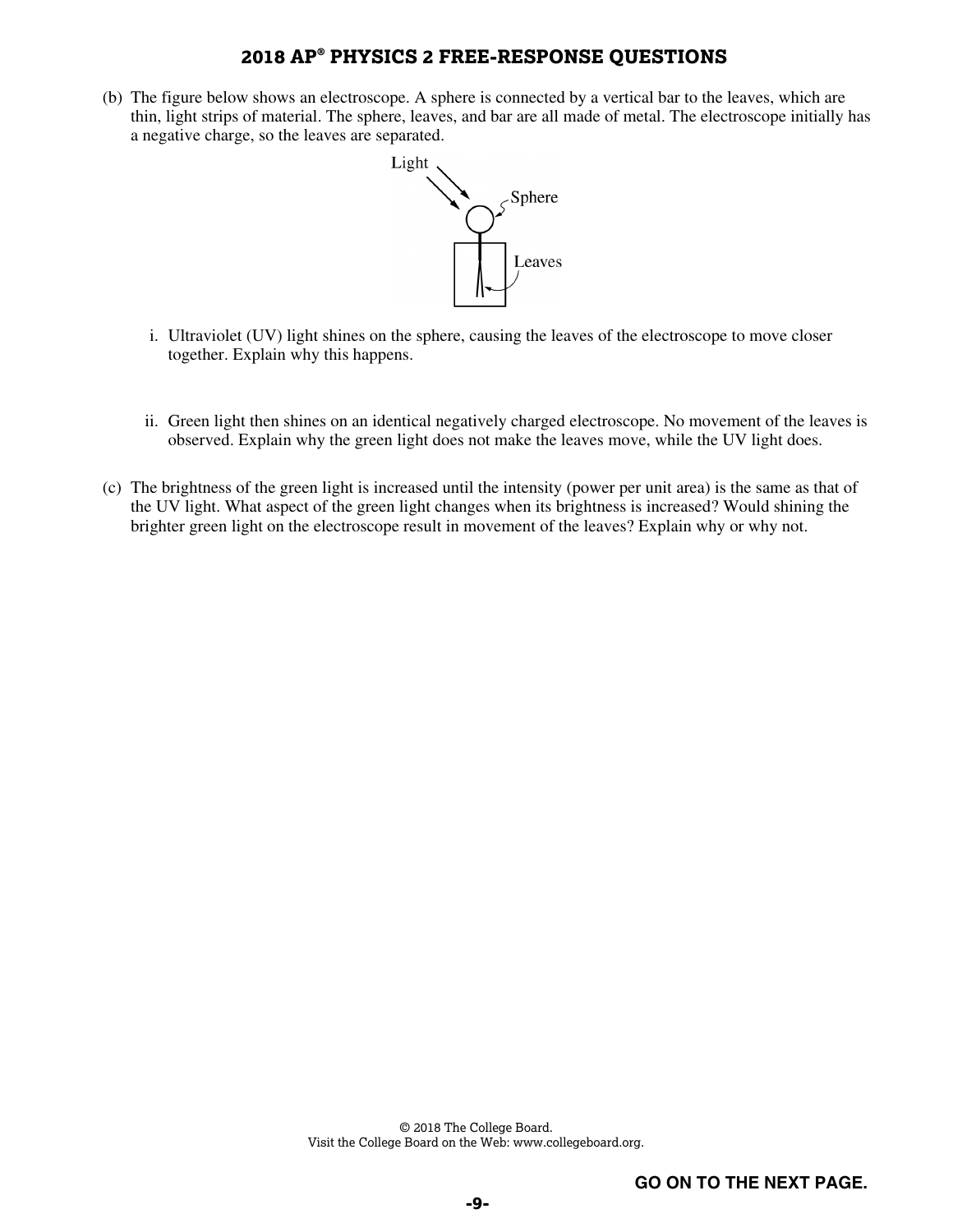(b) The figure below shows an electroscope. A sphere is connected by a vertical bar to the leaves, which are thin, light strips of material. The sphere, leaves, and bar are all made of metal. The electroscope initially has a negative charge, so the leaves are separated.

i. Ultraviolet (UV) light shines on the sphere, causing the leaves of the electroscope to move closer together. Explain why this happens.

ii. Green light then shines on an identical negatively charged electroscope. No movement of the leaves is observed. Explain why the green light does not make the leaves move, while the UV light does.

(c) The brightness of the green light is increased until the intensity (power per unit area) is the same as that of the UV light. What aspect of the green light changes when its brightness is increased? Would shining the brighter green light on the electroscope result in movement of the leaves? Explain why or why not.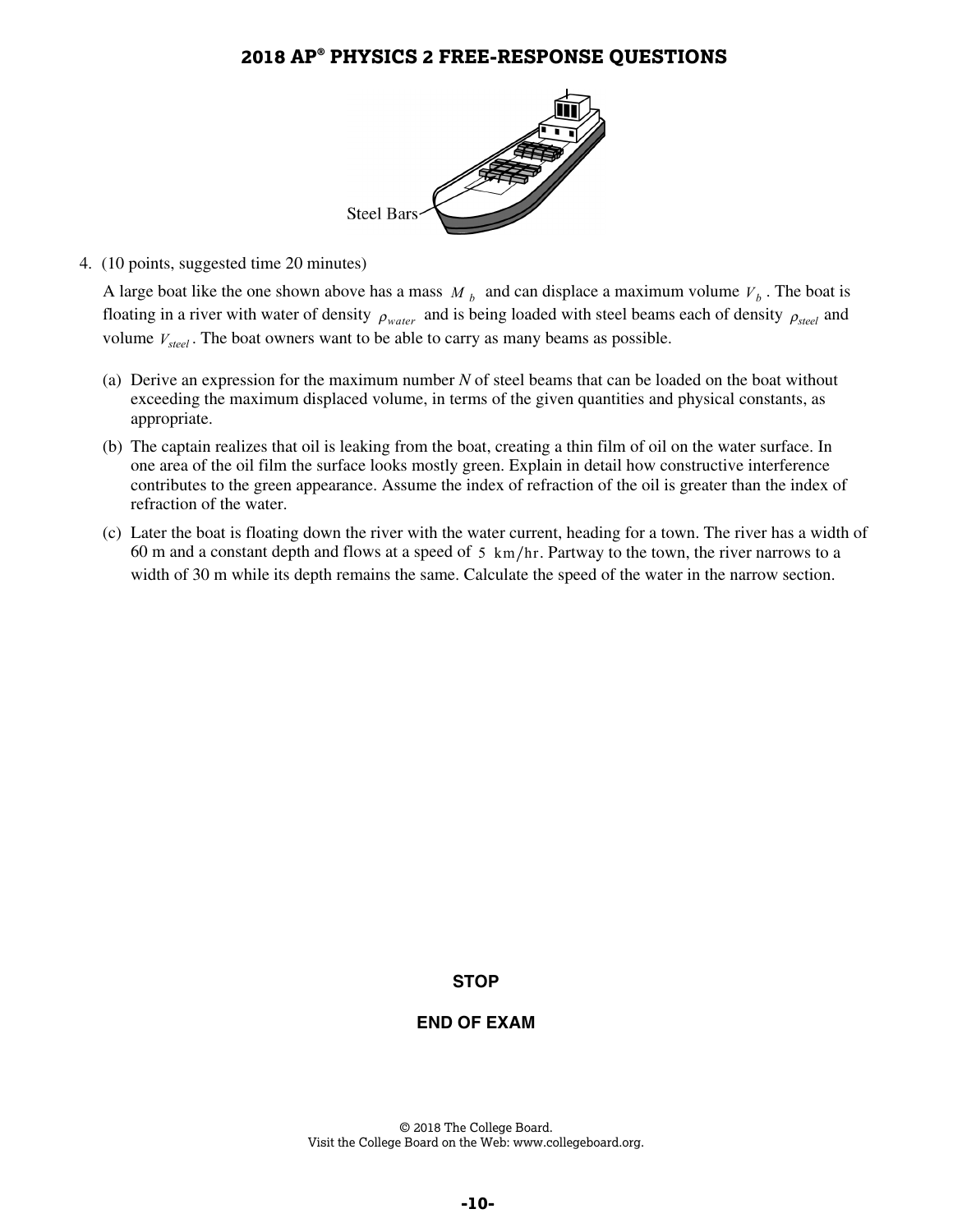Steel Bars

4. (10 points, suggested time 20 minutes)

   A large boat like the one shown above has a mass $M_b$ and can displace a maximum volume $V_b$. The boat is floating in a river with water of density $\rho_{water}$ and is being loaded with steel beams each of density $\rho_{steel}$ and volume $V_{steel}$. The boat owners want to be able to carry as many beams as possible.

   (a) Derive an expression for the maximum number *N* of steel beams that can be loaded on the boat without exceeding the maximum displaced volume, in terms of the given quantities and physical constants, as appropriate.

   (b) The captain realizes that oil is leaking from the boat, creating a thin film of oil on the water surface. In one area of the oil film the surface looks mostly green. Explain in detail how constructive interference contributes to the green appearance. Assume the index of refraction of the oil is greater than the index of refraction of the water.

   (c) Later the boat is floating down the river with the water current, heading for a town. The river has a width of 60 m and a constant depth and flows at a speed of $5 \text{ km/hr}$. Partway to the town, the river narrows to a width of 30 m while its depth remains the same. Calculate the speed of the water in the narrow section.

**STOP**

**END OF EXAM**